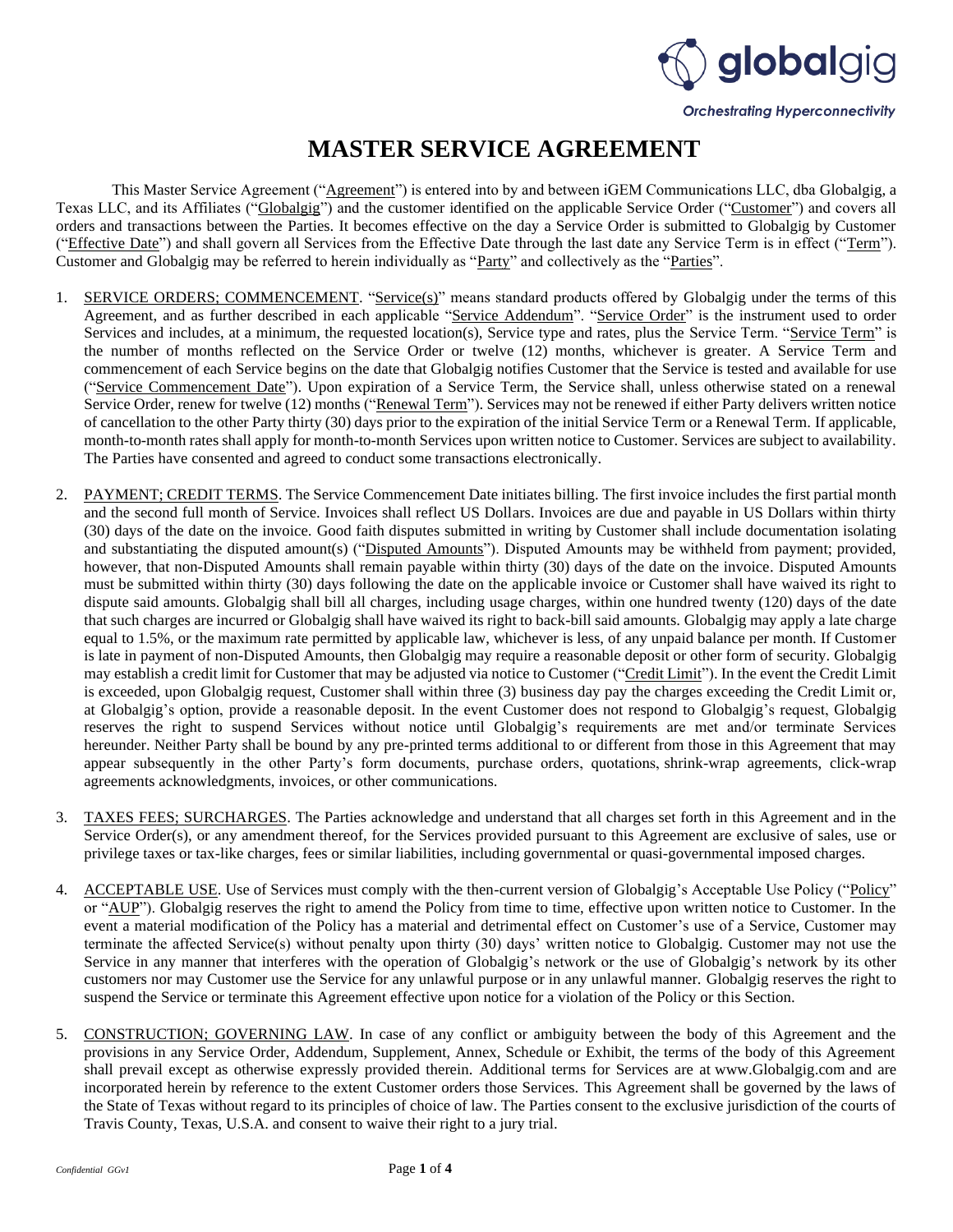globalgig

*Orchestrating Hyperconnectivity*

# MASTER SERVICE AGREEMENT

This Master Service Agreement ("Agreement") is entered into by and between iGEM Communications LLC, dba Globalgig, a Texas LLC, and its Affiliates ("Globalgig") and the customer identified on the applicable Service Order ("Customer") and covers all orders and transactions between the Parties. It becomes effective on the day a Service Order is submitted to Globalgig by Customer ("Effective Date") and shall govern all Services from the Effective Date through the last date any Service Term is in effect ("Term"). Customer and Globalgig may be referred to herein individually as "Party" and collectively as the "Parties".

1. SERVICE ORDERS; COMMENCEMENT. "Service(s)" means standard products offered by Globalgig under the terms of this Agreement, and as further described in each applicable "Service Addendum". "Service Order" is the instrument used to order Services and includes, at a minimum, the requested location(s), Service type and rates, plus the Service Term. "Service Term" is the number of months reflected on the Service Order or twelve (12) months, whichever is greater. A Service Term and commencement of each Service begins on the date that Globalgig notifies Customer that the Service is tested and available for use ("Service Commencement Date"). Upon expiration of a Service Term, the Service shall, unless otherwise stated on a renewal Service Order, renew for twelve (12) months ("Renewal Term"). Services may not be renewed if either Party delivers written notice of cancellation to the other Party thirty (30) days prior to the expiration of the initial Service Term or a Renewal Term. If applicable, month-to-month rates shall apply for month-to-month Services upon written notice to Customer. Services are subject to availability. The Parties have consented and agreed to conduct some transactions electronically.

2. PAYMENT; CREDIT TERMS. The Service Commencement Date initiates billing. The first invoice includes the first partial month and the second full month of Service. Invoices shall reflect US Dollars. Invoices are due and payable in US Dollars within thirty (30) days of the date on the invoice. Good faith disputes submitted in writing by Customer shall include documentation isolating and substantiating the disputed amount(s) ("Disputed Amounts"). Disputed Amounts may be withheld from payment; provided, however, that non-Disputed Amounts shall remain payable within thirty (30) days of the date on the invoice. Disputed Amounts must be submitted within thirty (30) days following the date on the applicable invoice or Customer shall have waived its right to dispute said amounts. Globalgig shall bill all charges, including usage charges, within one hundred twenty (120) days of the date that such charges are incurred or Globalgig shall have waived its right to back-bill said amounts. Globalgig may apply a late charge equal to 1.5%, or the maximum rate permitted by applicable law, whichever is less, of any unpaid balance per month. If Customer is late in payment of non-Disputed Amounts, then Globalgig may require a reasonable deposit or other form of security. Globalgig may establish a credit limit for Customer that may be adjusted via notice to Customer ("Credit Limit"). In the event the Credit Limit is exceeded, upon Globalgig request, Customer shall within three (3) business day pay the charges exceeding the Credit Limit or, at Globalgig's option, provide a reasonable deposit. In the event Customer does not respond to Globalgig's request, Globalgig reserves the right to suspend Services without notice until Globalgig's requirements are met and/or terminate Services hereunder. Neither Party shall be bound by any pre-printed terms additional to or different from those in this Agreement that may appear subsequently in the other Party's form documents, purchase orders, quotations, shrink-wrap agreements, click-wrap agreements acknowledgments, invoices, or other communications.

3. TAXES FEES; SURCHARGES. The Parties acknowledge and understand that all charges set forth in this Agreement and in the Service Order(s), or any amendment thereof, for the Services provided pursuant to this Agreement are exclusive of sales, use or privilege taxes or tax-like charges, fees or similar liabilities, including governmental or quasi-governmental imposed charges.

4. ACCEPTABLE USE. Use of Services must comply with the then-current version of Globalgig's Acceptable Use Policy ("Policy" or "AUP"). Globalgig reserves the right to amend the Policy from time to time, effective upon written notice to Customer. In the event a material modification of the Policy has a material and detrimental effect on Customer's use of a Service, Customer may terminate the affected Service(s) without penalty upon thirty (30) days' written notice to Globalgig. Customer may not use the Service in any manner that interferes with the operation of Globalgig's network or the use of Globalgig's network by its other customers nor may Customer use the Service for any unlawful purpose or in any unlawful manner. Globalgig reserves the right to suspend the Service or terminate this Agreement effective upon notice for a violation of the Policy or this Section.

5. CONSTRUCTION; GOVERNING LAW. In case of any conflict or ambiguity between the body of this Agreement and the provisions in any Service Order, Addendum, Supplement, Annex, Schedule or Exhibit, the terms of the body of this Agreement shall prevail except as otherwise expressly provided therein. Additional terms for Services are at www.Globalgig.com and are incorporated herein by reference to the extent Customer orders those Services. This Agreement shall be governed by the laws of the State of Texas without regard to its principles of choice of law. The Parties consent to the exclusive jurisdiction of the courts of Travis County, Texas, U.S.A. and consent to waive their right to a jury trial.

*Confidential GGv1*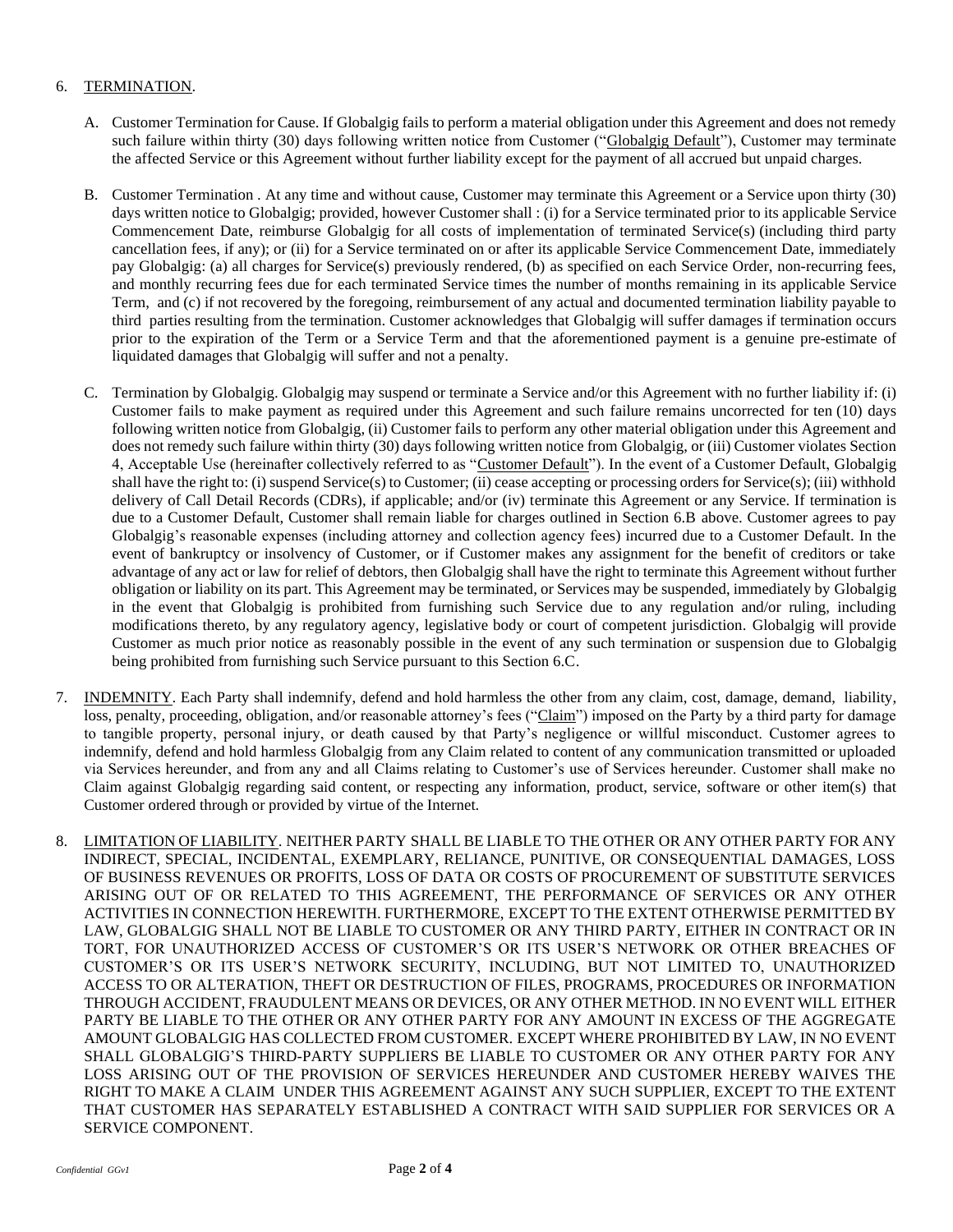6. <u>TERMINATION</u>.

   A. Customer Termination for Cause. If Globalgig fails to perform a material obligation under this Agreement and does not remedy such failure within thirty (30) days following written notice from Customer ("<u>Globalgig Default</u>"), Customer may terminate the affected Service or this Agreement without further liability except for the payment of all accrued but unpaid charges.

   B. Customer Termination . At any time and without cause, Customer may terminate this Agreement or a Service upon thirty (30) days written notice to Globalgig; provided, however Customer shall : (i) for a Service terminated prior to its applicable Service Commencement Date, reimburse Globalgig for all costs of implementation of terminated Service(s) (including third party cancellation fees, if any); or (ii) for a Service terminated on or after its applicable Service Commencement Date, immediately pay Globalgig: (a) all charges for Service(s) previously rendered, (b) as specified on each Service Order, non-recurring fees, and monthly recurring fees due for each terminated Service times the number of months remaining in its applicable Service Term, and (c) if not recovered by the foregoing, reimbursement of any actual and documented termination liability payable to third parties resulting from the termination. Customer acknowledges that Globalgig will suffer damages if termination occurs prior to the expiration of the Term or a Service Term and that the aforementioned payment is a genuine pre-estimate of liquidated damages that Globalgig will suffer and not a penalty.

   C. Termination by Globalgig. Globalgig may suspend or terminate a Service and/or this Agreement with no further liability if: (i) Customer fails to make payment as required under this Agreement and such failure remains uncorrected for ten (10) days following written notice from Globalgig, (ii) Customer fails to perform any other material obligation under this Agreement and does not remedy such failure within thirty (30) days following written notice from Globalgig, or (iii) Customer violates Section 4, Acceptable Use (hereinafter collectively referred to as "<u>Customer Default</u>"). In the event of a Customer Default, Globalgig shall have the right to: (i) suspend Service(s) to Customer; (ii) cease accepting or processing orders for Service(s); (iii) withhold delivery of Call Detail Records (CDRs), if applicable; and/or (iv) terminate this Agreement or any Service. If termination is due to a Customer Default, Customer shall remain liable for charges outlined in Section 6.B above. Customer agrees to pay Globalgig's reasonable expenses (including attorney and collection agency fees) incurred due to a Customer Default. In the event of bankruptcy or insolvency of Customer, or if Customer makes any assignment for the benefit of creditors or take advantage of any act or law for relief of debtors, then Globalgig shall have the right to terminate this Agreement without further obligation or liability on its part. This Agreement may be terminated, or Services may be suspended, immediately by Globalgig in the event that Globalgig is prohibited from furnishing such Service due to any regulation and/or ruling, including modifications thereto, by any regulatory agency, legislative body or court of competent jurisdiction. Globalgig will provide Customer as much prior notice as reasonably possible in the event of any such termination or suspension due to Globalgig being prohibited from furnishing such Service pursuant to this Section 6.C.

7. <u>INDEMNITY</u>. Each Party shall indemnify, defend and hold harmless the other from any claim, cost, damage, demand, liability, loss, penalty, proceeding, obligation, and/or reasonable attorney's fees ("<u>Claim</u>") imposed on the Party by a third party for damage to tangible property, personal injury, or death caused by that Party's negligence or willful misconduct. Customer agrees to indemnify, defend and hold harmless Globalgig from any Claim related to content of any communication transmitted or uploaded via Services hereunder, and from any and all Claims relating to Customer's use of Services hereunder. Customer shall make no Claim against Globalgig regarding said content, or respecting any information, product, service, software or other item(s) that Customer ordered through or provided by virtue of the Internet.

8. <u>LIMITATION OF LIABILITY</u>. NEITHER PARTY SHALL BE LIABLE TO THE OTHER OR ANY OTHER PARTY FOR ANY INDIRECT, SPECIAL, INCIDENTAL, EXEMPLARY, RELIANCE, PUNITIVE, OR CONSEQUENTIAL DAMAGES, LOSS OF BUSINESS REVENUES OR PROFITS, LOSS OF DATA OR COSTS OF PROCUREMENT OF SUBSTITUTE SERVICES ARISING OUT OF OR RELATED TO THIS AGREEMENT, THE PERFORMANCE OF SERVICES OR ANY OTHER ACTIVITIES IN CONNECTION HEREWITH. FURTHERMORE, EXCEPT TO THE EXTENT OTHERWISE PERMITTED BY LAW, GLOBALGIG SHALL NOT BE LIABLE TO CUSTOMER OR ANY THIRD PARTY, EITHER IN CONTRACT OR IN TORT, FOR UNAUTHORIZED ACCESS OF CUSTOMER'S OR ITS USER'S NETWORK OR OTHER BREACHES OF CUSTOMER'S OR ITS USER'S NETWORK SECURITY, INCLUDING, BUT NOT LIMITED TO, UNAUTHORIZED ACCESS TO OR ALTERATION, THEFT OR DESTRUCTION OF FILES, PROGRAMS, PROCEDURES OR INFORMATION THROUGH ACCIDENT, FRAUDULENT MEANS OR DEVICES, OR ANY OTHER METHOD. IN NO EVENT WILL EITHER PARTY BE LIABLE TO THE OTHER OR ANY OTHER PARTY FOR ANY AMOUNT IN EXCESS OF THE AGGREGATE AMOUNT GLOBALGIG HAS COLLECTED FROM CUSTOMER. EXCEPT WHERE PROHIBITED BY LAW, IN NO EVENT SHALL GLOBALGIG'S THIRD-PARTY SUPPLIERS BE LIABLE TO CUSTOMER OR ANY OTHER PARTY FOR ANY LOSS ARISING OUT OF THE PROVISION OF SERVICES HEREUNDER AND CUSTOMER HEREBY WAIVES THE RIGHT TO MAKE A CLAIM UNDER THIS AGREEMENT AGAINST ANY SUCH SUPPLIER, EXCEPT TO THE EXTENT THAT CUSTOMER HAS SEPARATELY ESTABLISHED A CONTRACT WITH SAID SUPPLIER FOR SERVICES OR A SERVICE COMPONENT.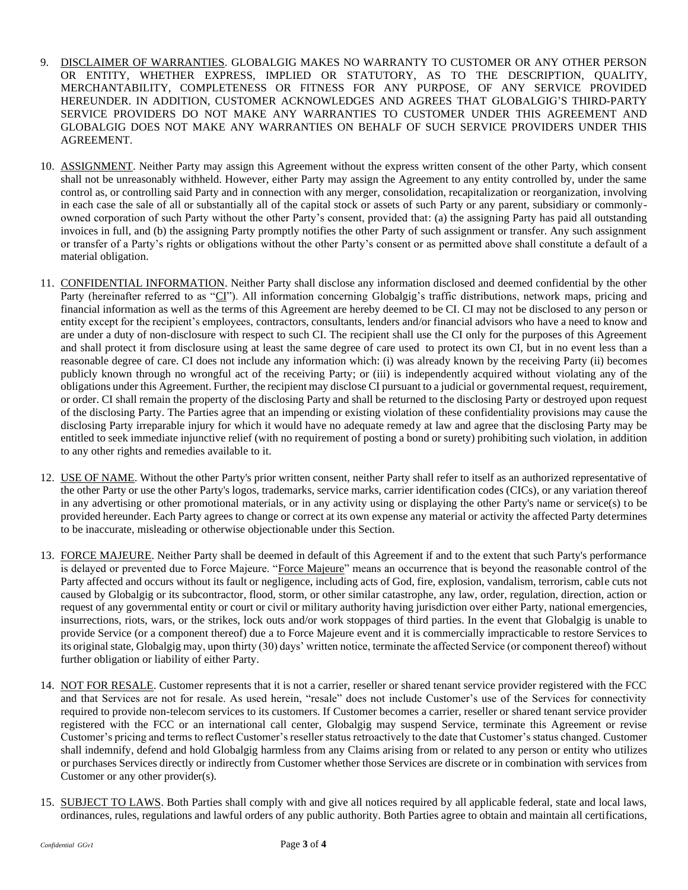9. DISCLAIMER OF WARRANTIES. GLOBALGIG MAKES NO WARRANTY TO CUSTOMER OR ANY OTHER PERSON OR ENTITY, WHETHER EXPRESS, IMPLIED OR STATUTORY, AS TO THE DESCRIPTION, QUALITY, MERCHANTABILITY, COMPLETENESS OR FITNESS FOR ANY PURPOSE, OF ANY SERVICE PROVIDED HEREUNDER. IN ADDITION, CUSTOMER ACKNOWLEDGES AND AGREES THAT GLOBALGIG'S THIRD-PARTY SERVICE PROVIDERS DO NOT MAKE ANY WARRANTIES TO CUSTOMER UNDER THIS AGREEMENT AND GLOBALGIG DOES NOT MAKE ANY WARRANTIES ON BEHALF OF SUCH SERVICE PROVIDERS UNDER THIS AGREEMENT.

10. ASSIGNMENT. Neither Party may assign this Agreement without the express written consent of the other Party, which consent shall not be unreasonably withheld. However, either Party may assign the Agreement to any entity controlled by, under the same control as, or controlling said Party and in connection with any merger, consolidation, recapitalization or reorganization, involving in each case the sale of all or substantially all of the capital stock or assets of such Party or any parent, subsidiary or commonly-owned corporation of such Party without the other Party's consent, provided that: (a) the assigning Party has paid all outstanding invoices in full, and (b) the assigning Party promptly notifies the other Party of such assignment or transfer. Any such assignment or transfer of a Party's rights or obligations without the other Party's consent or as permitted above shall constitute a default of a material obligation.

11. CONFIDENTIAL INFORMATION. Neither Party shall disclose any information disclosed and deemed confidential by the other Party (hereinafter referred to as "CI"). All information concerning Globalgig's traffic distributions, network maps, pricing and financial information as well as the terms of this Agreement are hereby deemed to be CI. CI may not be disclosed to any person or entity except for the recipient's employees, contractors, consultants, lenders and/or financial advisors who have a need to know and are under a duty of non-disclosure with respect to such CI. The recipient shall use the CI only for the purposes of this Agreement and shall protect it from disclosure using at least the same degree of care used to protect its own CI, but in no event less than a reasonable degree of care. CI does not include any information which: (i) was already known by the receiving Party (ii) becomes publicly known through no wrongful act of the receiving Party; or (iii) is independently acquired without violating any of the obligations under this Agreement. Further, the recipient may disclose CI pursuant to a judicial or governmental request, requirement, or order. CI shall remain the property of the disclosing Party and shall be returned to the disclosing Party or destroyed upon request of the disclosing Party. The Parties agree that an impending or existing violation of these confidentiality provisions may cause the disclosing Party irreparable injury for which it would have no adequate remedy at law and agree that the disclosing Party may be entitled to seek immediate injunctive relief (with no requirement of posting a bond or surety) prohibiting such violation, in addition to any other rights and remedies available to it.

12. USE OF NAME. Without the other Party's prior written consent, neither Party shall refer to itself as an authorized representative of the other Party or use the other Party's logos, trademarks, service marks, carrier identification codes (CICs), or any variation thereof in any advertising or other promotional materials, or in any activity using or displaying the other Party's name or service(s) to be provided hereunder. Each Party agrees to change or correct at its own expense any material or activity the affected Party determines to be inaccurate, misleading or otherwise objectionable under this Section.

13. FORCE MAJEURE. Neither Party shall be deemed in default of this Agreement if and to the extent that such Party's performance is delayed or prevented due to Force Majeure. "Force Majeure" means an occurrence that is beyond the reasonable control of the Party affected and occurs without its fault or negligence, including acts of God, fire, explosion, vandalism, terrorism, cable cuts not caused by Globalgig or its subcontractor, flood, storm, or other similar catastrophe, any law, order, regulation, direction, action or request of any governmental entity or court or civil or military authority having jurisdiction over either Party, national emergencies, insurrections, riots, wars, or the strikes, lock outs and/or work stoppages of third parties. In the event that Globalgig is unable to provide Service (or a component thereof) due a to Force Majeure event and it is commercially impracticable to restore Services to its original state, Globalgig may, upon thirty (30) days' written notice, terminate the affected Service (or component thereof) without further obligation or liability of either Party.

14. NOT FOR RESALE. Customer represents that it is not a carrier, reseller or shared tenant service provider registered with the FCC and that Services are not for resale. As used herein, "resale" does not include Customer's use of the Services for connectivity required to provide non-telecom services to its customers. If Customer becomes a carrier, reseller or shared tenant service provider registered with the FCC or an international call center, Globalgig may suspend Service, terminate this Agreement or revise Customer's pricing and terms to reflect Customer's reseller status retroactively to the date that Customer's status changed. Customer shall indemnify, defend and hold Globalgig harmless from any Claims arising from or related to any person or entity who utilizes or purchases Services directly or indirectly from Customer whether those Services are discrete or in combination with services from Customer or any other provider(s).

15. SUBJECT TO LAWS. Both Parties shall comply with and give all notices required by all applicable federal, state and local laws, ordinances, rules, regulations and lawful orders of any public authority. Both Parties agree to obtain and maintain all certifications,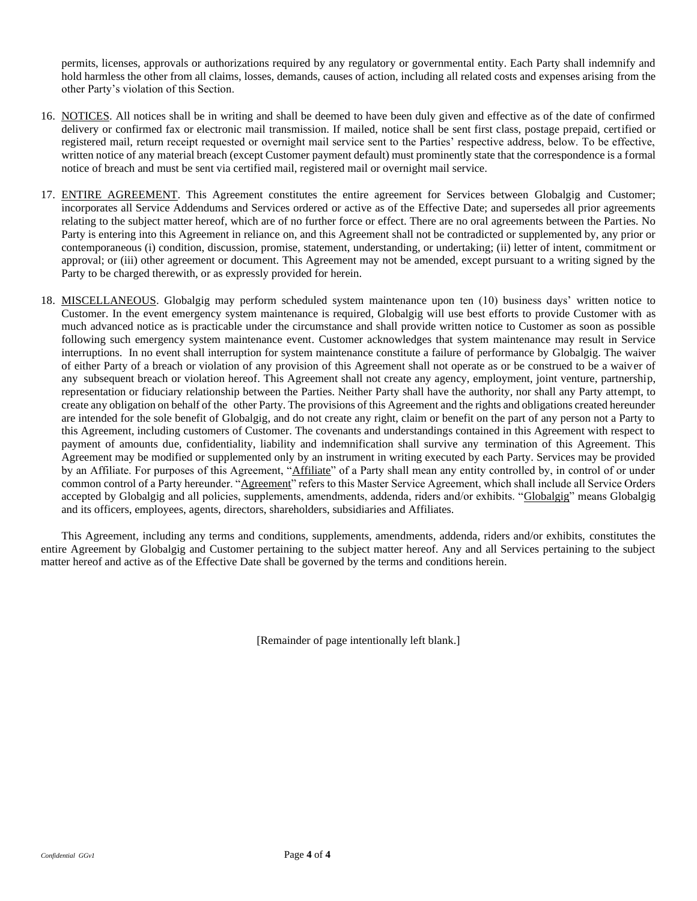permits, licenses, approvals or authorizations required by any regulatory or governmental entity. Each Party shall indemnify and hold harmless the other from all claims, losses, demands, causes of action, including all related costs and expenses arising from the other Party's violation of this Section.

16. NOTICES. All notices shall be in writing and shall be deemed to have been duly given and effective as of the date of confirmed delivery or confirmed fax or electronic mail transmission. If mailed, notice shall be sent first class, postage prepaid, certified or registered mail, return receipt requested or overnight mail service sent to the Parties' respective address, below. To be effective, written notice of any material breach (except Customer payment default) must prominently state that the correspondence is a formal notice of breach and must be sent via certified mail, registered mail or overnight mail service.

17. ENTIRE AGREEMENT. This Agreement constitutes the entire agreement for Services between Globalgig and Customer; incorporates all Service Addendums and Services ordered or active as of the Effective Date; and supersedes all prior agreements relating to the subject matter hereof, which are of no further force or effect. There are no oral agreements between the Parties. No Party is entering into this Agreement in reliance on, and this Agreement shall not be contradicted or supplemented by, any prior or contemporaneous (i) condition, discussion, promise, statement, understanding, or undertaking; (ii) letter of intent, commitment or approval; or (iii) other agreement or document. This Agreement may not be amended, except pursuant to a writing signed by the Party to be charged therewith, or as expressly provided for herein.

18. MISCELLANEOUS. Globalgig may perform scheduled system maintenance upon ten (10) business days' written notice to Customer. In the event emergency system maintenance is required, Globalgig will use best efforts to provide Customer with as much advanced notice as is practicable under the circumstance and shall provide written notice to Customer as soon as possible following such emergency system maintenance event. Customer acknowledges that system maintenance may result in Service interruptions. In no event shall interruption for system maintenance constitute a failure of performance by Globalgig. The waiver of either Party of a breach or violation of any provision of this Agreement shall not operate as or be construed to be a waiver of any subsequent breach or violation hereof. This Agreement shall not create any agency, employment, joint venture, partnership, representation or fiduciary relationship between the Parties. Neither Party shall have the authority, nor shall any Party attempt, to create any obligation on behalf of the other Party. The provisions of this Agreement and the rights and obligations created hereunder are intended for the sole benefit of Globalgig, and do not create any right, claim or benefit on the part of any person not a Party to this Agreement, including customers of Customer. The covenants and understandings contained in this Agreement with respect to payment of amounts due, confidentiality, liability and indemnification shall survive any termination of this Agreement. This Agreement may be modified or supplemented only by an instrument in writing executed by each Party. Services may be provided by an Affiliate. For purposes of this Agreement, "Affiliate" of a Party shall mean any entity controlled by, in control of or under common control of a Party hereunder. "Agreement" refers to this Master Service Agreement, which shall include all Service Orders accepted by Globalgig and all policies, supplements, amendments, addenda, riders and/or exhibits. "Globalgig" means Globalgig and its officers, employees, agents, directors, shareholders, subsidiaries and Affiliates.

This Agreement, including any terms and conditions, supplements, amendments, addenda, riders and/or exhibits, constitutes the entire Agreement by Globalgig and Customer pertaining to the subject matter hereof. Any and all Services pertaining to the subject matter hereof and active as of the Effective Date shall be governed by the terms and conditions herein.

[Remainder of page intentionally left blank.]